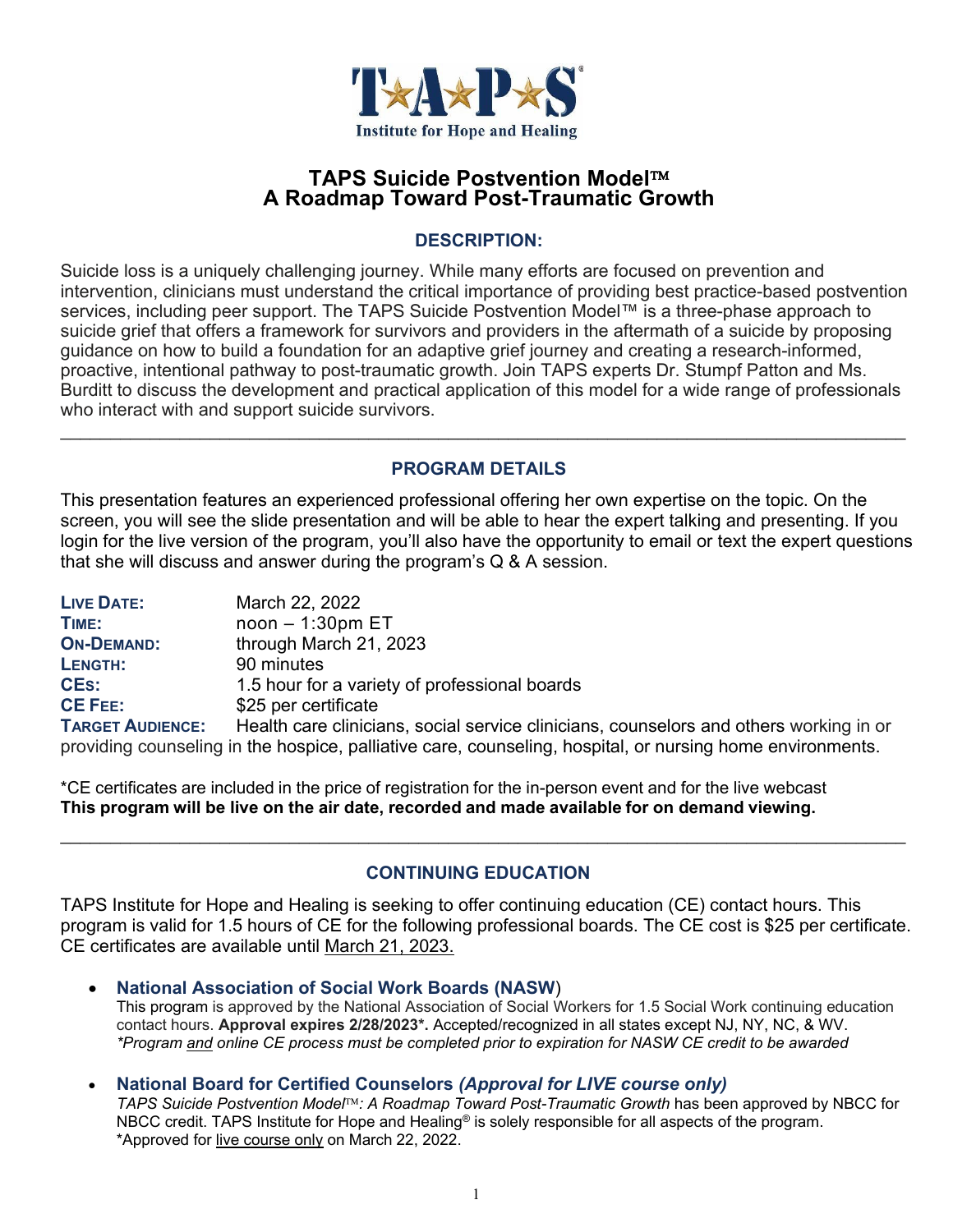**TAPS Institute for Hope and Healing**

# TAPS Suicide Postvention Model™
# A Roadmap Toward Post-Traumatic Growth

## DESCRIPTION:

Suicide loss is a uniquely challenging journey. While many efforts are focused on prevention and intervention, clinicians must understand the critical importance of providing best practice-based postvention services, including peer support. The TAPS Suicide Postvention Model™ is a three-phase approach to suicide grief that offers a framework for survivors and providers in the aftermath of a suicide by proposing guidance on how to build a foundation for an adaptive grief journey and creating a research-informed, proactive, intentional pathway to post-traumatic growth. Join TAPS experts Dr. Stumpf Patton and Ms. Burditt to discuss the development and practical application of this model for a wide range of professionals who interact with and support suicide survivors.

---

## PROGRAM DETAILS

This presentation features an experienced professional offering her own expertise on the topic. On the screen, you will see the slide presentation and will be able to hear the expert talking and presenting. If you login for the live version of the program, you'll also have the opportunity to email or text the expert questions that she will discuss and answer during the program's Q & A session.

**LIVE DATE:** March 22, 2022
**TIME:** noon – 1:30pm ET
**ON-DEMAND:** through March 21, 2023
**LENGTH:** 90 minutes
**CEs:** 1.5 hour for a variety of professional boards
**CE FEE:** $25 per certificate
**TARGET AUDIENCE:** Health care clinicians, social service clinicians, counselors and others working in or providing counseling in the hospice, palliative care, counseling, hospital, or nursing home environments.

*CE certificates are included in the price of registration for the in-person event and for the live webcast
**This program will be live on the air date, recorded and made available for on demand viewing.**

---

## CONTINUING EDUCATION

TAPS Institute for Hope and Healing is seeking to offer continuing education (CE) contact hours. This program is valid for 1.5 hours of CE for the following professional boards. The CE cost is $25 per certificate. CE certificates are available until March 21, 2023.

- **National Association of Social Work Boards (NASW)**
  This program is approved by the National Association of Social Workers for 1.5 Social Work continuing education contact hours. **Approval expires 2/28/2023*.** Accepted/recognized in all states except NJ, NY, NC, & WV.
  *\*Program and online CE process must be completed prior to expiration for NASW CE credit to be awarded*

- **National Board for Certified Counselors *(Approval for LIVE course only)***
  *TAPS Suicide Postvention Model™: A Roadmap Toward Post-Traumatic Growth* has been approved by NBCC for NBCC credit. TAPS Institute for Hope and Healing® is solely responsible for all aspects of the program.
  *Approved for live course only on March 22, 2022.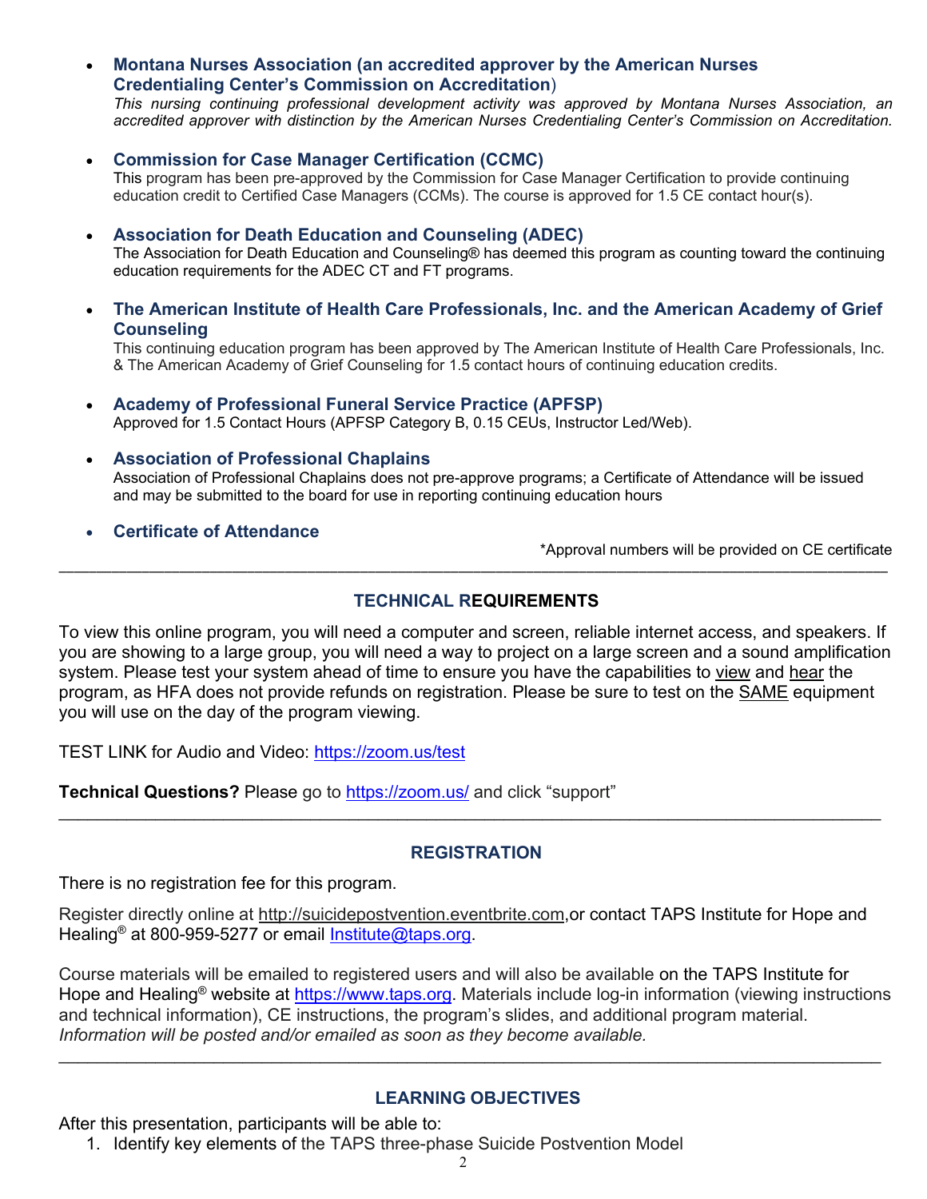- **Montana Nurses Association (an accredited approver by the American Nurses Credentialing Center's Commission on Accreditation)**
  *This nursing continuing professional development activity was approved by Montana Nurses Association, an accredited approver with distinction by the American Nurses Credentialing Center's Commission on Accreditation.*

- **Commission for Case Manager Certification (CCMC)**
  This program has been pre-approved by the Commission for Case Manager Certification to provide continuing education credit to Certified Case Managers (CCMs). The course is approved for 1.5 CE contact hour(s).

- **Association for Death Education and Counseling (ADEC)**
  The Association for Death Education and Counseling® has deemed this program as counting toward the continuing education requirements for the ADEC CT and FT programs.

- **The American Institute of Health Care Professionals, Inc. and the American Academy of Grief Counseling**
  This continuing education program has been approved by The American Institute of Health Care Professionals, Inc. & The American Academy of Grief Counseling for 1.5 contact hours of continuing education credits.

- **Academy of Professional Funeral Service Practice (APFSP)**
  Approved for 1.5 Contact Hours (APFSP Category B, 0.15 CEUs, Instructor Led/Web).

- **Association of Professional Chaplains**
  Association of Professional Chaplains does not pre-approve programs; a Certificate of Attendance will be issued and may be submitted to the board for use in reporting continuing education hours

- **Certificate of Attendance**

*Approval numbers will be provided on CE certificate

---

## TECHNICAL REQUIREMENTS

To view this online program, you will need a computer and screen, reliable internet access, and speakers. If you are showing to a large group, you will need a way to project on a large screen and a sound amplification system. Please test your system ahead of time to ensure you have the capabilities to view and hear the program, as HFA does not provide refunds on registration. Please be sure to test on the SAME equipment you will use on the day of the program viewing.

TEST LINK for Audio and Video: https://zoom.us/test

**Technical Questions?** Please go to https://zoom.us/ and click "support"

---

## REGISTRATION

There is no registration fee for this program.

Register directly online at http://suicidepostvention.eventbrite.com,or contact TAPS Institute for Hope and Healing® at 800-959-5277 or email Institute@taps.org.

Course materials will be emailed to registered users and will also be available on the TAPS Institute for Hope and Healing® website at https://www.taps.org. Materials include log-in information (viewing instructions and technical information), CE instructions, the program's slides, and additional program material. *Information will be posted and/or emailed as soon as they become available.*

---

## LEARNING OBJECTIVES

After this presentation, participants will be able to:

1. Identify key elements of the TAPS three-phase Suicide Postvention Model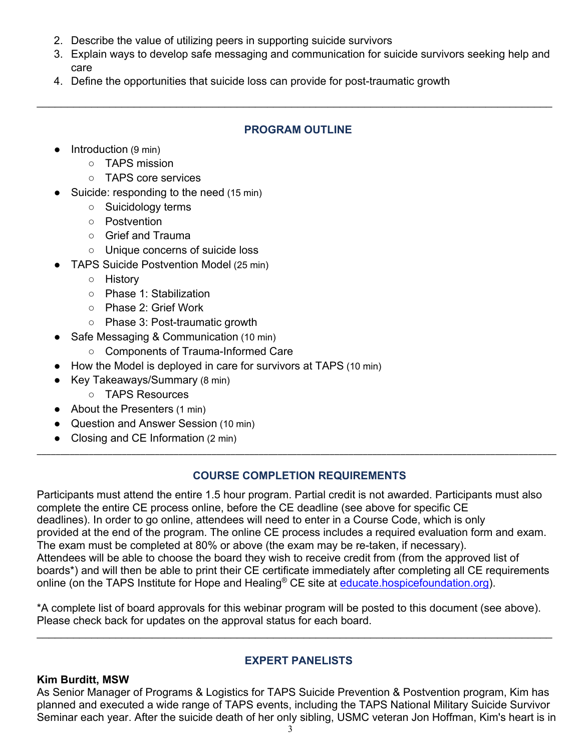2. Describe the value of utilizing peers in supporting suicide survivors
3. Explain ways to develop safe messaging and communication for suicide survivors seeking help and care
4. Define the opportunities that suicide loss can provide for post-traumatic growth

---

## PROGRAM OUTLINE

- Introduction (9 min)
  - TAPS mission
  - TAPS core services
- Suicide: responding to the need (15 min)
  - Suicidology terms
  - Postvention
  - Grief and Trauma
  - Unique concerns of suicide loss
- TAPS Suicide Postvention Model (25 min)
  - History
  - Phase 1: Stabilization
  - Phase 2: Grief Work
  - Phase 3: Post-traumatic growth
- Safe Messaging & Communication (10 min)
  - Components of Trauma-Informed Care
- How the Model is deployed in care for survivors at TAPS (10 min)
- Key Takeaways/Summary (8 min)
  - TAPS Resources
- About the Presenters (1 min)
- Question and Answer Session (10 min)
- Closing and CE Information (2 min)

---

## COURSE COMPLETION REQUIREMENTS

Participants must attend the entire 1.5 hour program. Partial credit is not awarded. Participants must also complete the entire CE process online, before the CE deadline (see above for specific CE deadlines). In order to go online, attendees will need to enter in a Course Code, which is only provided at the end of the program. The online CE process includes a required evaluation form and exam. The exam must be completed at 80% or above (the exam may be re-taken, if necessary). Attendees will be able to choose the board they wish to receive credit from (from the approved list of boards*) and will then be able to print their CE certificate immediately after completing all CE requirements online (on the TAPS Institute for Hope and Healing® CE site at educate.hospicefoundation.org).

*A complete list of board approvals for this webinar program will be posted to this document (see above). Please check back for updates on the approval status for each board.

---

## EXPERT PANELISTS

**Kim Burditt, MSW**

As Senior Manager of Programs & Logistics for TAPS Suicide Prevention & Postvention program, Kim has planned and executed a wide range of TAPS events, including the TAPS National Military Suicide Survivor Seminar each year. After the suicide death of her only sibling, USMC veteran Jon Hoffman, Kim's heart is in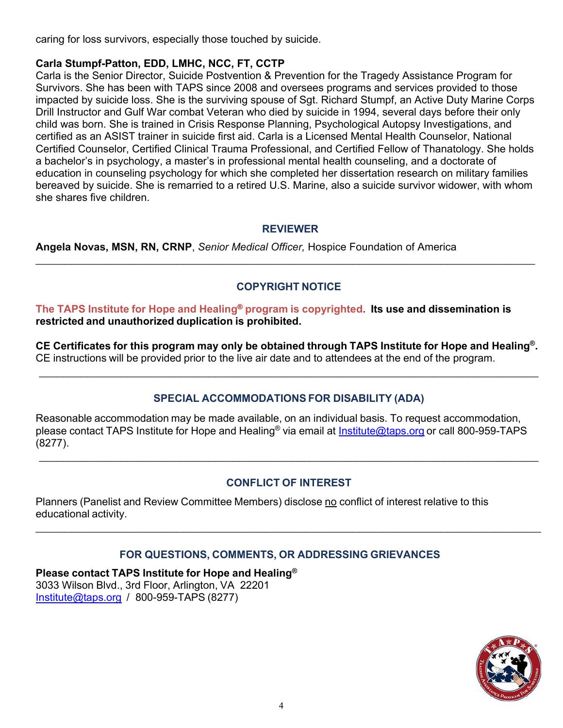caring for loss survivors, especially those touched by suicide.

**Carla Stumpf-Patton, EDD, LMHC, NCC, FT, CCTP**
Carla is the Senior Director, Suicide Postvention & Prevention for the Tragedy Assistance Program for Survivors. She has been with TAPS since 2008 and oversees programs and services provided to those impacted by suicide loss. She is the surviving spouse of Sgt. Richard Stumpf, an Active Duty Marine Corps Drill Instructor and Gulf War combat Veteran who died by suicide in 1994, several days before their only child was born. She is trained in Crisis Response Planning, Psychological Autopsy Investigations, and certified as an ASIST trainer in suicide first aid. Carla is a Licensed Mental Health Counselor, National Certified Counselor, Certified Clinical Trauma Professional, and Certified Fellow of Thanatology. She holds a bachelor's in psychology, a master's in professional mental health counseling, and a doctorate of education in counseling psychology for which she completed her dissertation research on military families bereaved by suicide. She is remarried to a retired U.S. Marine, also a suicide survivor widower, with whom she shares five children.

## REVIEWER

**Angela Novas, MSN, RN, CRNP**, *Senior Medical Officer,* Hospice Foundation of America

---

## COPYRIGHT NOTICE

**The TAPS Institute for Hope and Healing® program is copyrighted. Its use and dissemination is restricted and unauthorized duplication is prohibited.**

**CE Certificates for this program may only be obtained through TAPS Institute for Hope and Healing®.** CE instructions will be provided prior to the live air date and to attendees at the end of the program.

---

## SPECIAL ACCOMMODATIONS FOR DISABILITY (ADA)

Reasonable accommodation may be made available, on an individual basis. To request accommodation, please contact TAPS Institute for Hope and Healing® via email at Institute@taps.org or call 800-959-TAPS (8277).

---

## CONFLICT OF INTEREST

Planners (Panelist and Review Committee Members) disclose no conflict of interest relative to this educational activity.

---

## FOR QUESTIONS, COMMENTS, OR ADDRESSING GRIEVANCES

**Please contact TAPS Institute for Hope and Healing®**
3033 Wilson Blvd., 3rd Floor, Arlington, VA 22201
Institute@taps.org / 800-959-TAPS (8277)